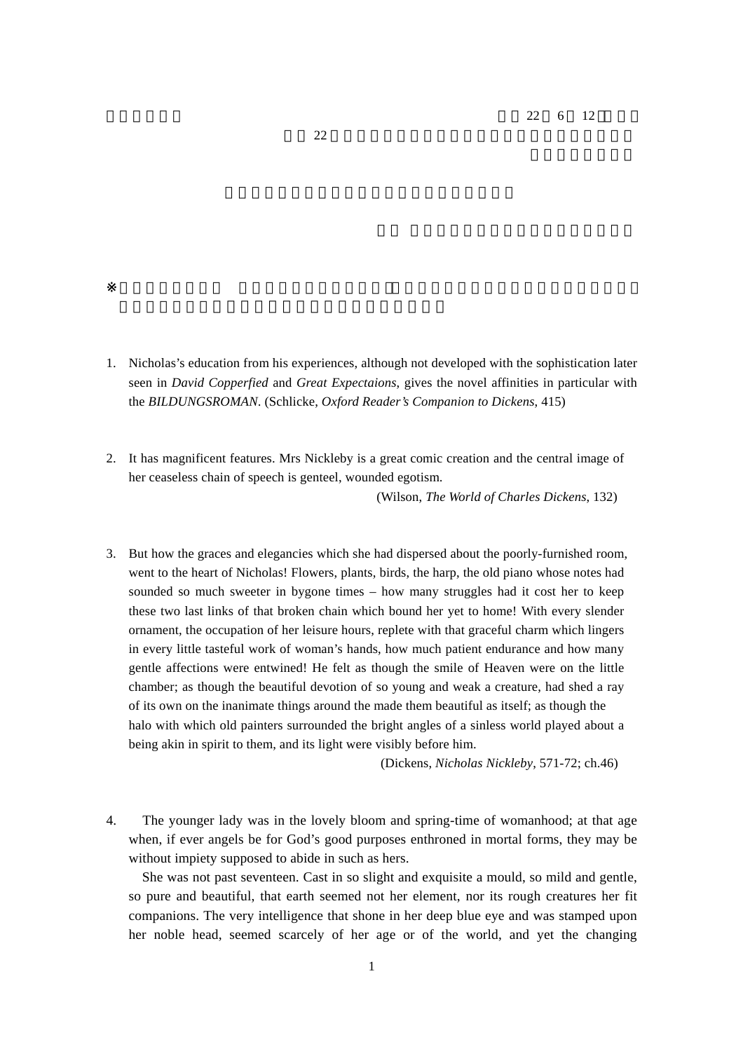1. Nicholas's education from his experiences, although not developed with the sophistication later seen in *David Copperfied* and *Great Expectaions*, gives the novel affinities in particular with the *BILDUNGSROMAN*. (Schlicke, *Oxford Reader's Companion to Dickens*, 415)

2. It has magnificent features. Mrs Nickleby is a great comic creation and the central image of her ceaseless chain of speech is genteel, wounded egotism.
(Wilson, *The World of Charles Dickens*, 132)

3. But how the graces and elegancies which she had dispersed about the poorly-furnished room, went to the heart of Nicholas! Flowers, plants, birds, the harp, the old piano whose notes had sounded so much sweeter in bygone times – how many struggles had it cost her to keep these two last links of that broken chain which bound her yet to home! With every slender ornament, the occupation of her leisure hours, replete with that graceful charm which lingers in every little tasteful work of woman's hands, how much patient endurance and how many gentle affections were entwined! He felt as though the smile of Heaven were on the little chamber; as though the beautiful devotion of so young and weak a creature, had shed a ray of its own on the inanimate things around the made them beautiful as itself; as though the halo with which old painters surrounded the bright angles of a sinless world played about a being akin in spirit to them, and its light were visibly before him.
(Dickens, *Nicholas Nickleby*, 571-72; ch.46)

4. The younger lady was in the lovely bloom and spring-time of womanhood; at that age when, if ever angels be for God's good purposes enthroned in mortal forms, they may be without impiety supposed to abide in such as hers.

   She was not past seventeen. Cast in so slight and exquisite a mould, so mild and gentle, so pure and beautiful, that earth seemed not her element, nor its rough creatures her fit companions. The very intelligence that shone in her deep blue eye and was stamped upon her noble head, seemed scarcely of her age or of the world, and yet the changing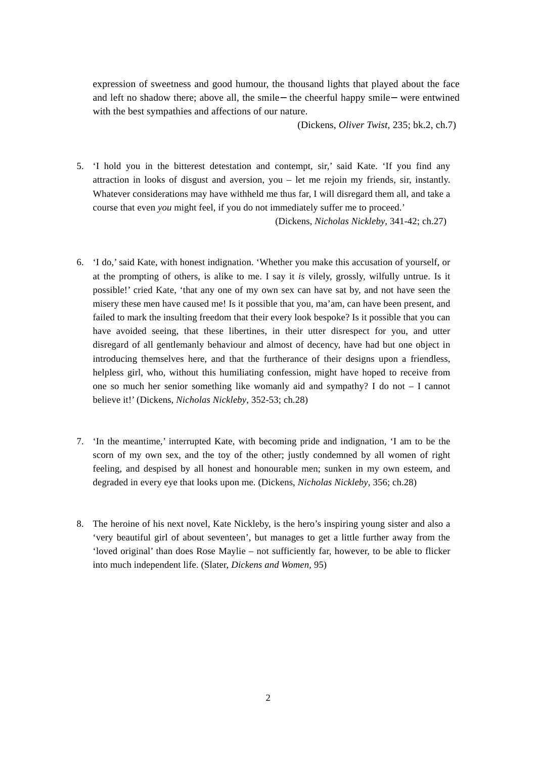expression of sweetness and good humour, the thousand lights that played about the face and left no shadow there; above all, the smile— the cheerful happy smile— were entwined with the best sympathies and affections of our nature.

(Dickens, *Oliver Twist*, 235; bk.2, ch.7)

5. ‘I hold you in the bitterest detestation and contempt, sir,’ said Kate. ‘If you find any attraction in looks of disgust and aversion, you – let me rejoin my friends, sir, instantly. Whatever considerations may have withheld me thus far, I will disregard them all, and take a course that even *you* might feel, if you do not immediately suffer me to proceed.’

   (Dickens, *Nicholas Nickleby*, 341-42; ch.27)

6. ‘I do,’ said Kate, with honest indignation. ‘Whether you make this accusation of yourself, or at the prompting of others, is alike to me. I say it *is* vilely, grossly, wilfully untrue. Is it possible!’ cried Kate, ‘that any one of my own sex can have sat by, and not have seen the misery these men have caused me! Is it possible that you, ma’am, can have been present, and failed to mark the insulting freedom that their every look bespoke? Is it possible that you can have avoided seeing, that these libertines, in their utter disrespect for you, and utter disregard of all gentlemanly behaviour and almost of decency, have had but one object in introducing themselves here, and that the furtherance of their designs upon a friendless, helpless girl, who, without this humiliating confession, might have hoped to receive from one so much her senior something like womanly aid and sympathy? I do not – I cannot believe it!’ (Dickens, *Nicholas Nickleby*, 352-53; ch.28)

7. ‘In the meantime,’ interrupted Kate, with becoming pride and indignation, ‘I am to be the scorn of my own sex, and the toy of the other; justly condemned by all women of right feeling, and despised by all honest and honourable men; sunken in my own esteem, and degraded in every eye that looks upon me. (Dickens, *Nicholas Nickleby*, 356; ch.28)

8. The heroine of his next novel, Kate Nickleby, is the hero’s inspiring young sister and also a ‘very beautiful girl of about seventeen’, but manages to get a little further away from the ‘loved original’ than does Rose Maylie – not sufficiently far, however, to be able to flicker into much independent life. (Slater, *Dickens and Women*, 95)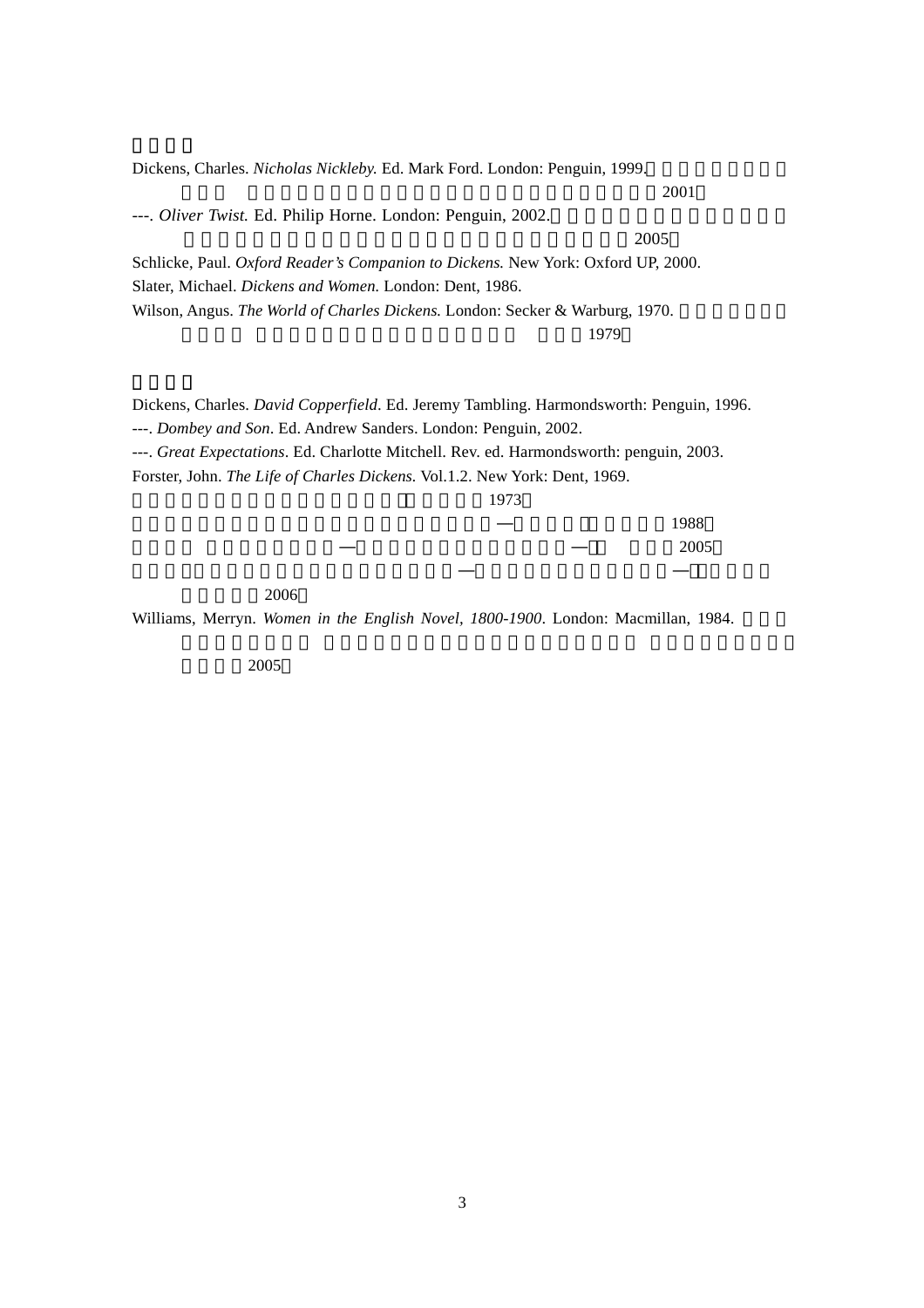Dickens, Charles. *Nicholas Nickleby.* Ed. Mark Ford. London: Penguin, 1999. 2001

---. *Oliver Twist.* Ed. Philip Horne. London: Penguin, 2002. 2005

Schlicke, Paul. *Oxford Reader's Companion to Dickens.* New York: Oxford UP, 2000.

Slater, Michael. *Dickens and Women.* London: Dent, 1986.

Wilson, Angus. *The World of Charles Dickens.* London: Secker & Warburg, 1970. 1979

Dickens, Charles. *David Copperfield*. Ed. Jeremy Tambling. Harmondsworth: Penguin, 1996.

---. *Dombey and Son*. Ed. Andrew Sanders. London: Penguin, 2002.

---. *Great Expectations*. Ed. Charlotte Mitchell. Rev. ed. Harmondsworth: penguin, 2003.

Forster, John. *The Life of Charles Dickens.* Vol.1.2. New York: Dent, 1969.

1973

— 1988

— — 2005

— — 2006

Williams, Merryn. *Women in the English Novel, 1800-1900*. London: Macmillan, 1984. 2005